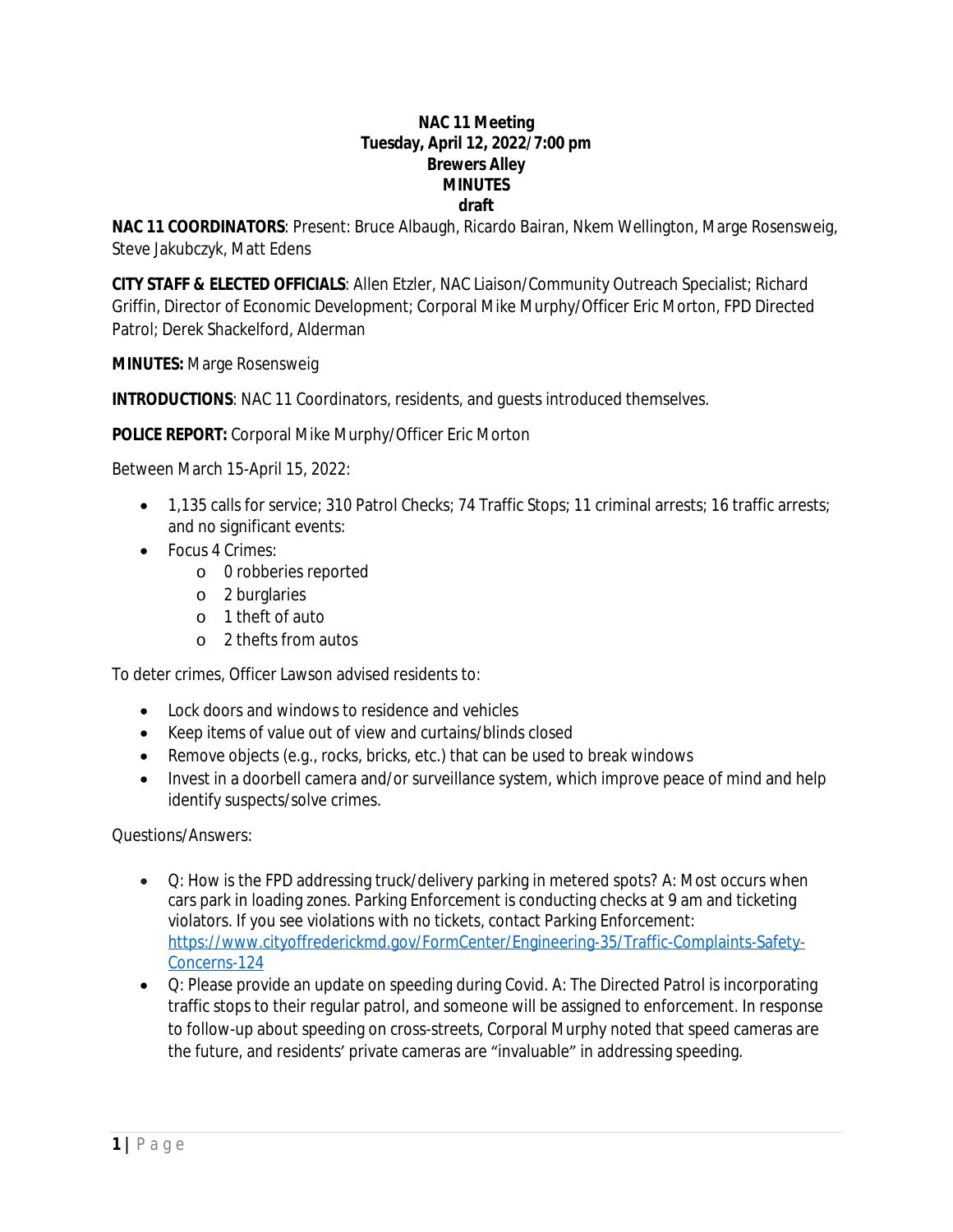**NAC 11 Meeting**
**Tuesday, April 12, 2022/7:00 pm**
**Brewers Alley**
**MINUTES**
**draft**

**NAC 11 COORDINATORS**: Present: Bruce Albaugh, Ricardo Bairan, Nkem Wellington, Marge Rosensweig, Steve Jakubczyk, Matt Edens

**CITY STAFF & ELECTED OFFICIALS**: Allen Etzler, NAC Liaison/Community Outreach Specialist; Richard Griffin, Director of Economic Development; Corporal Mike Murphy/Officer Eric Morton, FPD Directed Patrol; Derek Shackelford, Alderman

**MINUTES:** Marge Rosensweig

**INTRODUCTIONS**: NAC 11 Coordinators, residents, and guests introduced themselves.

**POLICE REPORT:** Corporal Mike Murphy/Officer Eric Morton

Between March 15-April 15, 2022:

- 1,135 calls for service; 310 Patrol Checks; 74 Traffic Stops; 11 criminal arrests; 16 traffic arrests; and no significant events:
- Focus 4 Crimes:
  - 0 robberies reported
  - 2 burglaries
  - 1 theft of auto
  - 2 thefts from autos

To deter crimes, Officer Lawson advised residents to:

- Lock doors and windows to residence and vehicles
- Keep items of value out of view and curtains/blinds closed
- Remove objects (e.g., rocks, bricks, etc.) that can be used to break windows
- Invest in a doorbell camera and/or surveillance system, which improve peace of mind and help identify suspects/solve crimes.

Questions/Answers:

- Q: How is the FPD addressing truck/delivery parking in metered spots? A: Most occurs when cars park in loading zones. Parking Enforcement is conducting checks at 9 am and ticketing violators. If you see violations with no tickets, contact Parking Enforcement: https://www.cityoffrederickmd.gov/FormCenter/Engineering-35/Traffic-Complaints-Safety-Concerns-124
- Q: Please provide an update on speeding during Covid. A: The Directed Patrol is incorporating traffic stops to their regular patrol, and someone will be assigned to enforcement. In response to follow-up about speeding on cross-streets, Corporal Murphy noted that speed cameras are the future, and residents' private cameras are "invaluable" in addressing speeding.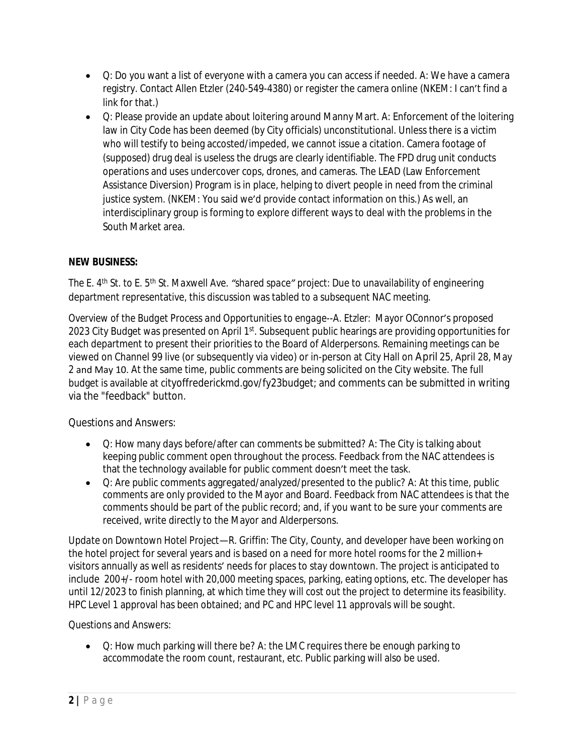- Q: Do you want a list of everyone with a camera you can access if needed. A: We have a camera registry. Contact Allen Etzler (240-549-4380) or register the camera online (NKEM: I can't find a link for that.)
- Q: Please provide an update about loitering around Manny Mart. A: Enforcement of the loitering law in City Code has been deemed (by City officials) unconstitutional. Unless there is a victim who will testify to being accosted/impeded, we cannot issue a citation. Camera footage of (supposed) drug deal is useless the drugs are clearly identifiable. The FPD drug unit conducts operations and uses undercover cops, drones, and cameras. The LEAD (Law Enforcement Assistance Diversion) Program is in place, helping to divert people in need from the criminal justice system. (NKEM: You said we'd provide contact information on this.) As well, an interdisciplinary group is forming to explore different ways to deal with the problems in the South Market area.

**NEW BUSINESS:**

The E. 4th St. to E. 5th St. Maxwell Ave. *"shared space"* project: Due to unavailability of engineering department representative, this discussion was tabled to a subsequent NAC meeting.

Overview of the Budget Process and Opportunities to engage--A. Etzler: Mayor OConnor's proposed 2023 City Budget was presented on April 1st. Subsequent public hearings are providing opportunities for each department to present their priorities to the Board of Alderpersons. Remaining meetings can be viewed on Channel 99 live (or subsequently via video) or in-person at City Hall on April 25, April 28, May 2 and May 10. At the same time, public comments are being solicited on the City website. The full budget is available at cityoffrederickmd.gov/fy23budget; and comments can be submitted in writing via the "feedback" button.

Questions and Answers:

- Q: How many days before/after can comments be submitted? A: The City is talking about keeping public comment open throughout the process. Feedback from the NAC attendees is that the technology available for public comment doesn't meet the task.
- Q: Are public comments aggregated/analyzed/presented to the public? A: At this time, public comments are only provided to the Mayor and Board. Feedback from NAC attendees is that the comments should be part of the public record; and, if you want to be sure your comments are received, write directly to the Mayor and Alderpersons.

Update on Downtown Hotel Project—R. Griffin: The City, County, and developer have been working on the hotel project for several years and is based on a need for more hotel rooms for the 2 million+ visitors annually as well as residents' needs for places to stay downtown. The project is anticipated to include 200+/- room hotel with 20,000 meeting spaces, parking, eating options, etc. The developer has until 12/2023 to finish planning, at which time they will cost out the project to determine its feasibility. HPC Level 1 approval has been obtained; and PC and HPC level 11 approvals will be sought.

Questions and Answers:

- Q: How much parking will there be? A: the LMC requires there be enough parking to accommodate the room count, restaurant, etc. Public parking will also be used.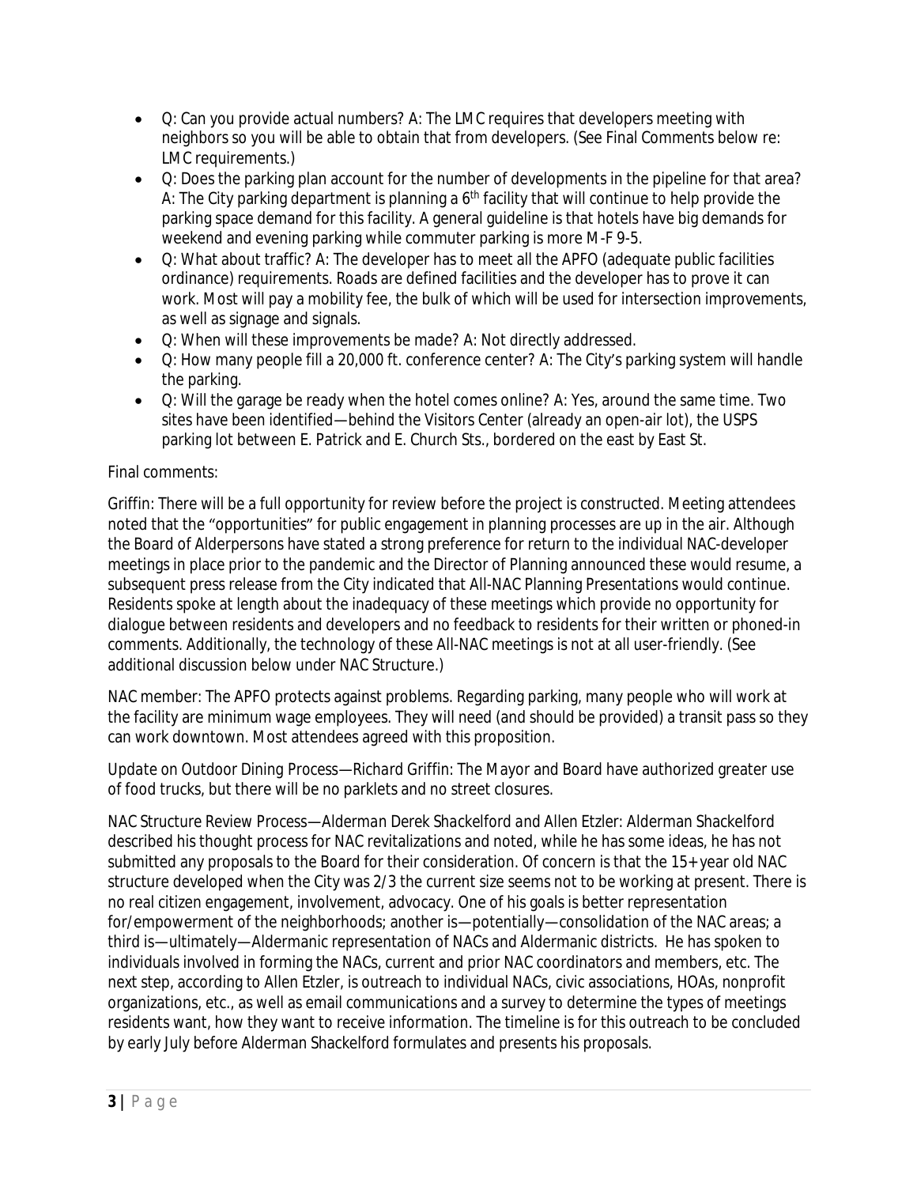- Q: Can you provide actual numbers? A: The LMC requires that developers meeting with neighbors so you will be able to obtain that from developers. (See Final Comments below re: LMC requirements.)
- Q: Does the parking plan account for the number of developments in the pipeline for that area? A: The City parking department is planning a 6th facility that will continue to help provide the parking space demand for this facility. A general guideline is that hotels have big demands for weekend and evening parking while commuter parking is more M-F 9-5.
- Q: What about traffic? A: The developer has to meet all the APFO (adequate public facilities ordinance) requirements. Roads are defined facilities and the developer has to prove it can work. Most will pay a mobility fee, the bulk of which will be used for intersection improvements, as well as signage and signals.
- Q: When will these improvements be made? A: Not directly addressed.
- Q: How many people fill a 20,000 ft. conference center? A: The City's parking system will handle the parking.
- Q: Will the garage be ready when the hotel comes online? A: Yes, around the same time. Two sites have been identified—behind the Visitors Center (already an open-air lot), the USPS parking lot between E. Patrick and E. Church Sts., bordered on the east by East St.

Final comments:

Griffin: There will be a full opportunity for review before the project is constructed. Meeting attendees noted that the "opportunities" for public engagement in planning processes are up in the air. Although the Board of Alderpersons have stated a strong preference for return to the individual NAC-developer meetings in place prior to the pandemic and the Director of Planning announced these would resume, a subsequent press release from the City indicated that All-NAC Planning Presentations would continue. Residents spoke at length about the inadequacy of these meetings which provide no opportunity for dialogue between residents and developers and no feedback to residents for their written or phoned-in comments. Additionally, the technology of these All-NAC meetings is not at all user-friendly. (See additional discussion below under NAC Structure.)

NAC member: The APFO protects against problems. Regarding parking, many people who will work at the facility are minimum wage employees. They will need (and should be provided) a transit pass so they can work downtown. Most attendees agreed with this proposition.

Update on Outdoor Dining Process—Richard Griffin: The Mayor and Board have authorized greater use of food trucks, but there will be no parklets and no street closures.

*NAC Structure Review Process—Alderman Derek Shackelford and Allen Etzler:* Alderman Shackelford described his thought process for NAC revitalizations and noted, while he has some ideas, he has not submitted any proposals to the Board for their consideration. Of concern is that the 15+ year old NAC structure developed when the City was 2/3 the current size seems not to be working at present. There is no real citizen engagement, involvement, advocacy. One of his goals is better representation for/empowerment of the neighborhoods; another is—potentially—consolidation of the NAC areas; a third is—ultimately—Aldermanic representation of NACs and Aldermanic districts. He has spoken to individuals involved in forming the NACs, current and prior NAC coordinators and members, etc. The next step, according to Allen Etzler, is outreach to individual NACs, civic associations, HOAs, nonprofit organizations, etc., as well as email communications and a survey to determine the types of meetings residents want, how they want to receive information. The timeline is for this outreach to be concluded by early July before Alderman Shackelford formulates and presents his proposals.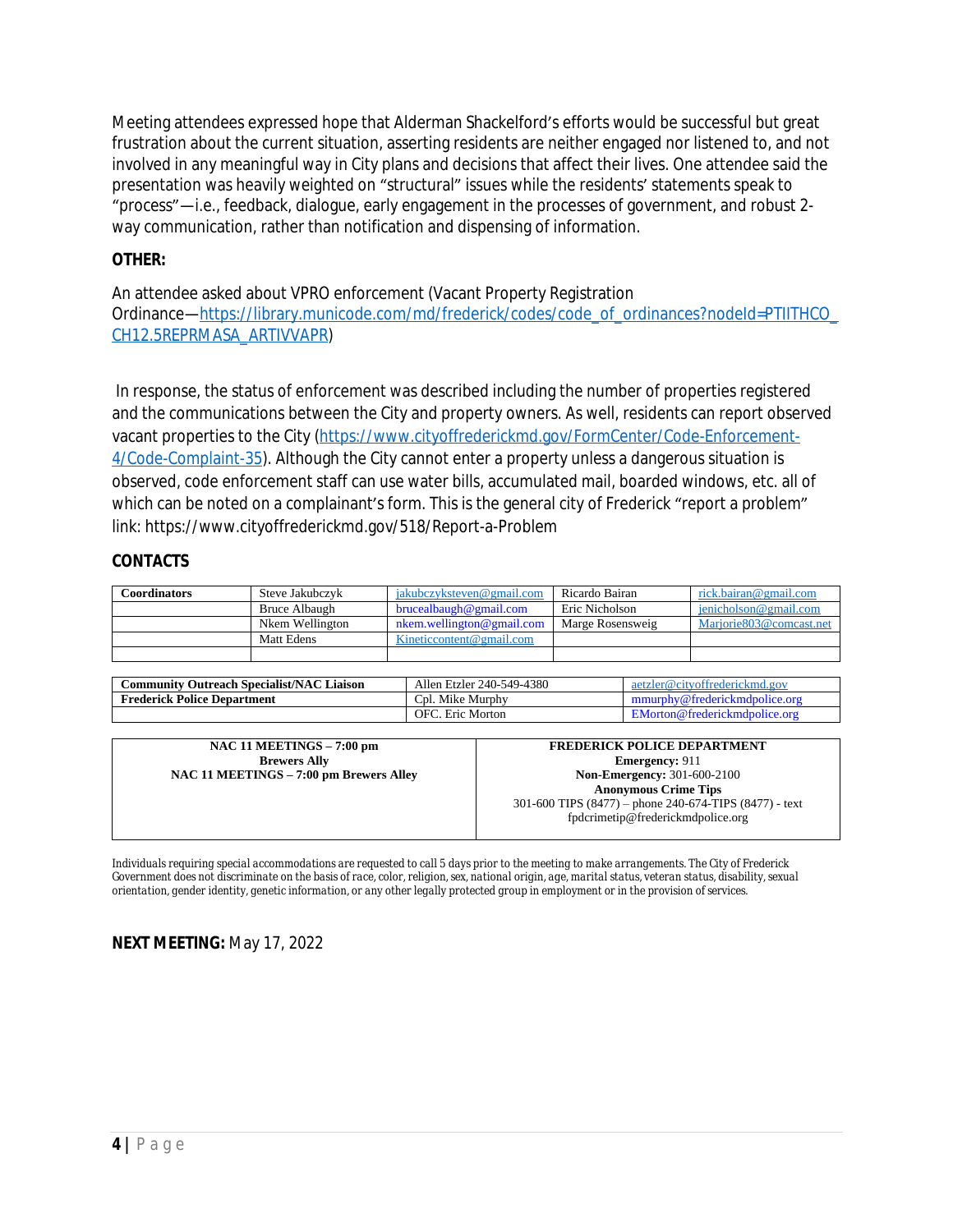Meeting attendees expressed hope that Alderman Shackelford's efforts would be successful but great frustration about the current situation, asserting residents are neither engaged nor listened to, and not involved in any meaningful way in City plans and decisions that affect their lives. One attendee said the presentation was heavily weighted on "structural" issues while the residents' statements speak to "process"—i.e., feedback, dialogue, early engagement in the processes of government, and robust 2-way communication, rather than notification and dispensing of information.

**OTHER:**

An attendee asked about VPRO enforcement (Vacant Property Registration Ordinance—https://library.municode.com/md/frederick/codes/code_of_ordinances?nodeId=PTIITHCO_CH12.5REPRMASA_ARTIVVAPR)

In response, the status of enforcement was described including the number of properties registered and the communications between the City and property owners. As well, residents can report observed vacant properties to the City (https://www.cityoffrederickmd.gov/FormCenter/Code-Enforcement-4/Code-Complaint-35). Although the City cannot enter a property unless a dangerous situation is observed, code enforcement staff can use water bills, accumulated mail, boarded windows, etc. all of which can be noted on a complainant's form. This is the general city of Frederick "report a problem" link: https://www.cityoffrederickmd.gov/518/Report-a-Problem

**CONTACTS**

| | | | | |
|---|---|---|---|---|
| **Coordinators** | Steve Jakubczyk | jakubczyksteven@gmail.com | Ricardo Bairan | rick.bairan@gmail.com |
| | Bruce Albaugh | brucealbaugh@gmail.com | Eric Nicholson | jenicholson@gmail.com |
| | Nkem Wellington | nkem.wellington@gmail.com | Marge Rosensweig | Marjorie803@comcast.net |
| | Matt Edens | Kineticcontent@gmail.com | | |
| | | | | |

| | | |
|---|---|---|
| **Community Outreach Specialist/NAC Liaison** | Allen Etzler 240-549-4380 | aetzler@cityoffrederickmd.gov |
| **Frederick Police Department** | Cpl. Mike Murphy | mmurphy@frederickmdpolice.org |
| | OFC. Eric Morton | EMorton@frederickmdpolice.org |

| | |
|---|---|
| **NAC 11 MEETINGS – 7:00 pm**<br>**Brewers Ally**<br>**NAC 11 MEETINGS – 7:00 pm Brewers Alley** | **FREDERICK POLICE DEPARTMENT**<br>**Emergency:** 911<br>**Non-Emergency:** 301-600-2100<br>**Anonymous Crime Tips**<br>301-600 TIPS (8477) – phone 240-674-TIPS (8477) - text<br>fpdcrimetip@frederickmdpolice.org |

*Individuals requiring special accommodations are requested to call 5 days prior to the meeting to make arrangements. The City of Frederick Government does not discriminate on the basis of race, color, religion, sex, national origin, age, marital status, veteran status, disability, sexual orientation, gender identity, genetic information, or any other legally protected group in employment or in the provision of services.*

**NEXT MEETING:** May 17, 2022